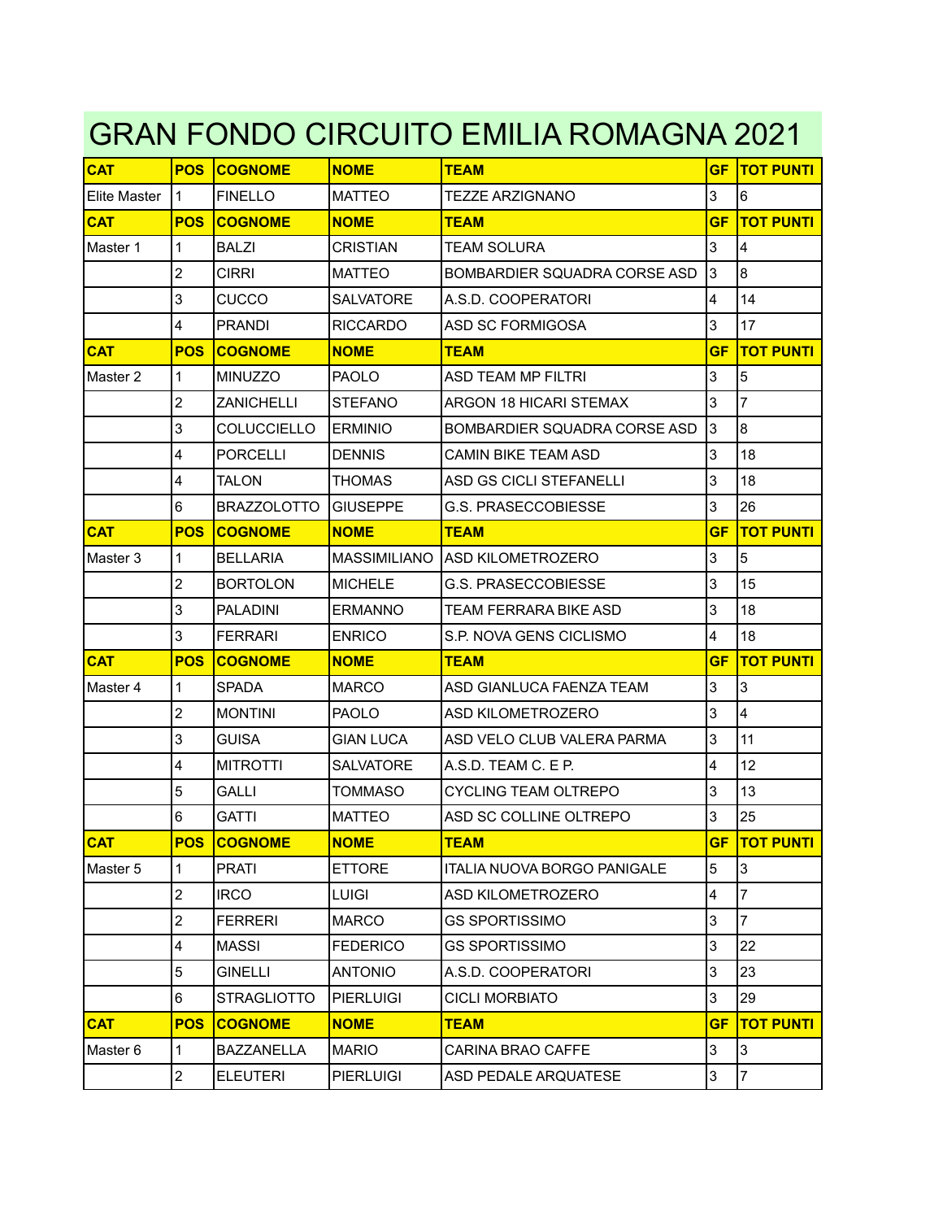# GRAN FONDO CIRCUITO EMILIA ROMAGNA 2021

| CAT | POS | COGNOME | NOME | TEAM | GF | TOT PUNTI |
|---|---|---|---|---|---|---|
| Elite Master | 1 | FINELLO | MATTEO | TEZZE ARZIGNANO | 3 | 6 |
| CAT | POS | COGNOME | NOME | TEAM | GF | TOT PUNTI |
| Master 1 | 1 | BALZI | CRISTIAN | TEAM SOLURA | 3 | 4 |
| | 2 | CIRRI | MATTEO | BOMBARDIER SQUADRA CORSE ASD | 3 | 8 |
| | 3 | CUCCO | SALVATORE | A.S.D. COOPERATORI | 4 | 14 |
| | 4 | PRANDI | RICCARDO | ASD SC FORMIGOSA | 3 | 17 |
| CAT | POS | COGNOME | NOME | TEAM | GF | TOT PUNTI |
| Master 2 | 1 | MINUZZO | PAOLO | ASD TEAM MP FILTRI | 3 | 5 |
| | 2 | ZANICHELLI | STEFANO | ARGON 18 HICARI STEMAX | 3 | 7 |
| | 3 | COLUCCIELLO | ERMINIO | BOMBARDIER SQUADRA CORSE ASD | 3 | 8 |
| | 4 | PORCELLI | DENNIS | CAMIN BIKE TEAM ASD | 3 | 18 |
| | 4 | TALON | THOMAS | ASD GS CICLI STEFANELLI | 3 | 18 |
| | 6 | BRAZZOLOTTO | GIUSEPPE | G.S. PRASECCOBIESSE | 3 | 26 |
| CAT | POS | COGNOME | NOME | TEAM | GF | TOT PUNTI |
| Master 3 | 1 | BELLARIA | MASSIMILIANO | ASD KILOMETROZERO | 3 | 5 |
| | 2 | BORTOLON | MICHELE | G.S. PRASECCOBIESSE | 3 | 15 |
| | 3 | PALADINI | ERMANNO | TEAM FERRARA BIKE ASD | 3 | 18 |
| | 3 | FERRARI | ENRICO | S.P. NOVA GENS CICLISMO | 4 | 18 |
| CAT | POS | COGNOME | NOME | TEAM | GF | TOT PUNTI |
| Master 4 | 1 | SPADA | MARCO | ASD GIANLUCA FAENZA TEAM | 3 | 3 |
| | 2 | MONTINI | PAOLO | ASD KILOMETROZERO | 3 | 4 |
| | 3 | GUISA | GIAN LUCA | ASD VELO CLUB VALERA PARMA | 3 | 11 |
| | 4 | MITROTTI | SALVATORE | A.S.D. TEAM C. E P. | 4 | 12 |
| | 5 | GALLI | TOMMASO | CYCLING TEAM OLTREPO | 3 | 13 |
| | 6 | GATTI | MATTEO | ASD SC COLLINE OLTREPO | 3 | 25 |
| CAT | POS | COGNOME | NOME | TEAM | GF | TOT PUNTI |
| Master 5 | 1 | PRATI | ETTORE | ITALIA NUOVA BORGO PANIGALE | 5 | 3 |
| | 2 | IRCO | LUIGI | ASD KILOMETROZERO | 4 | 7 |
| | 2 | FERRERI | MARCO | GS SPORTISSIMO | 3 | 7 |
| | 4 | MASSI | FEDERICO | GS SPORTISSIMO | 3 | 22 |
| | 5 | GINELLI | ANTONIO | A.S.D. COOPERATORI | 3 | 23 |
| | 6 | STRAGLIOTTO | PIERLUIGI | CICLI MORBIATO | 3 | 29 |
| CAT | POS | COGNOME | NOME | TEAM | GF | TOT PUNTI |
| Master 6 | 1 | BAZZANELLA | MARIO | CARINA BRAO CAFFE | 3 | 3 |
| | 2 | ELEUTERI | PIERLUIGI | ASD PEDALE ARQUATESE | 3 | 7 |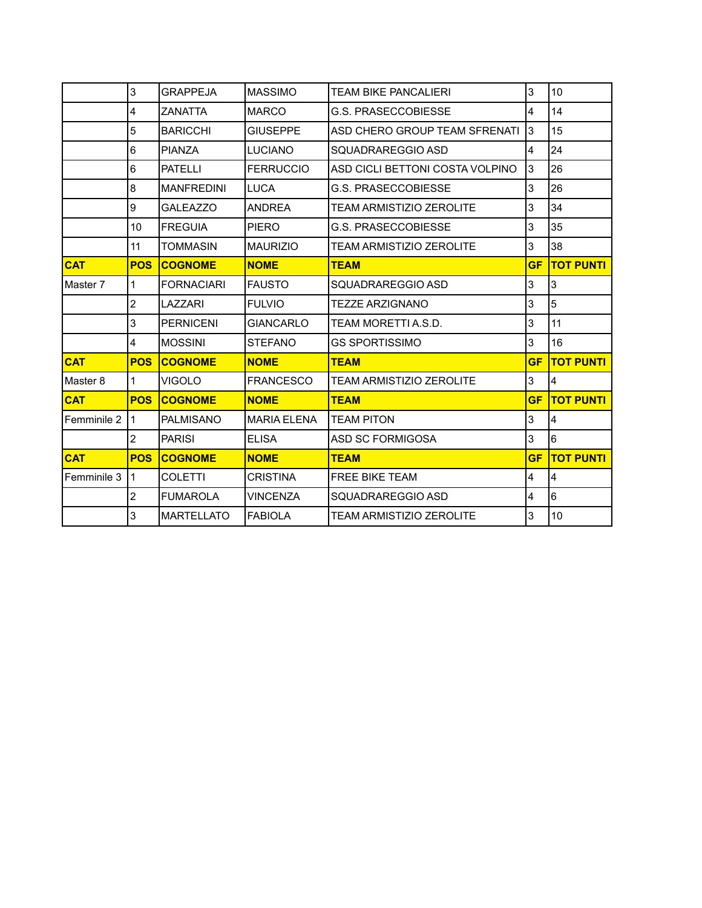| | | | | | | |
|---|---|---|---|---|---|---|
| | 3 | GRAPPEJA | MASSIMO | TEAM BIKE PANCALIERI | 3 | 10 |
| | 4 | ZANATTA | MARCO | G.S. PRASECCOBIESSE | 4 | 14 |
| | 5 | BARICCHI | GIUSEPPE | ASD CHERO GROUP TEAM SFRENATI | 3 | 15 |
| | 6 | PIANZA | LUCIANO | SQUADRAREGGIO ASD | 4 | 24 |
| | 6 | PATELLI | FERRUCCIO | ASD CICLI BETTONI COSTA VOLPINO | 3 | 26 |
| | 8 | MANFREDINI | LUCA | G.S. PRASECCOBIESSE | 3 | 26 |
| | 9 | GALEAZZO | ANDREA | TEAM ARMISTIZIO ZEROLITE | 3 | 34 |
| | 10 | FREGUIA | PIERO | G.S. PRASECCOBIESSE | 3 | 35 |
| | 11 | TOMMASIN | MAURIZIO | TEAM ARMISTIZIO ZEROLITE | 3 | 38 |
| **CAT** | **POS** | **COGNOME** | **NOME** | **TEAM** | **GF** | **TOT PUNTI** |
| Master 7 | 1 | FORNACIARI | FAUSTO | SQUADRAREGGIO ASD | 3 | 3 |
| | 2 | LAZZARI | FULVIO | TEZZE ARZIGNANO | 3 | 5 |
| | 3 | PERNICENI | GIANCARLO | TEAM MORETTI A.S.D. | 3 | 11 |
| | 4 | MOSSINI | STEFANO | GS SPORTISSIMO | 3 | 16 |
| **CAT** | **POS** | **COGNOME** | **NOME** | **TEAM** | **GF** | **TOT PUNTI** |
| Master 8 | 1 | VIGOLO | FRANCESCO | TEAM ARMISTIZIO ZEROLITE | 3 | 4 |
| **CAT** | **POS** | **COGNOME** | **NOME** | **TEAM** | **GF** | **TOT PUNTI** |
| Femminile 2 | 1 | PALMISANO | MARIA ELENA | TEAM PITON | 3 | 4 |
| | 2 | PARISI | ELISA | ASD SC FORMIGOSA | 3 | 6 |
| **CAT** | **POS** | **COGNOME** | **NOME** | **TEAM** | **GF** | **TOT PUNTI** |
| Femminile 3 | 1 | COLETTI | CRISTINA | FREE BIKE TEAM | 4 | 4 |
| | 2 | FUMAROLA | VINCENZA | SQUADRAREGGIO ASD | 4 | 6 |
| | 3 | MARTELLATO | FABIOLA | TEAM ARMISTIZIO ZEROLITE | 3 | 10 |